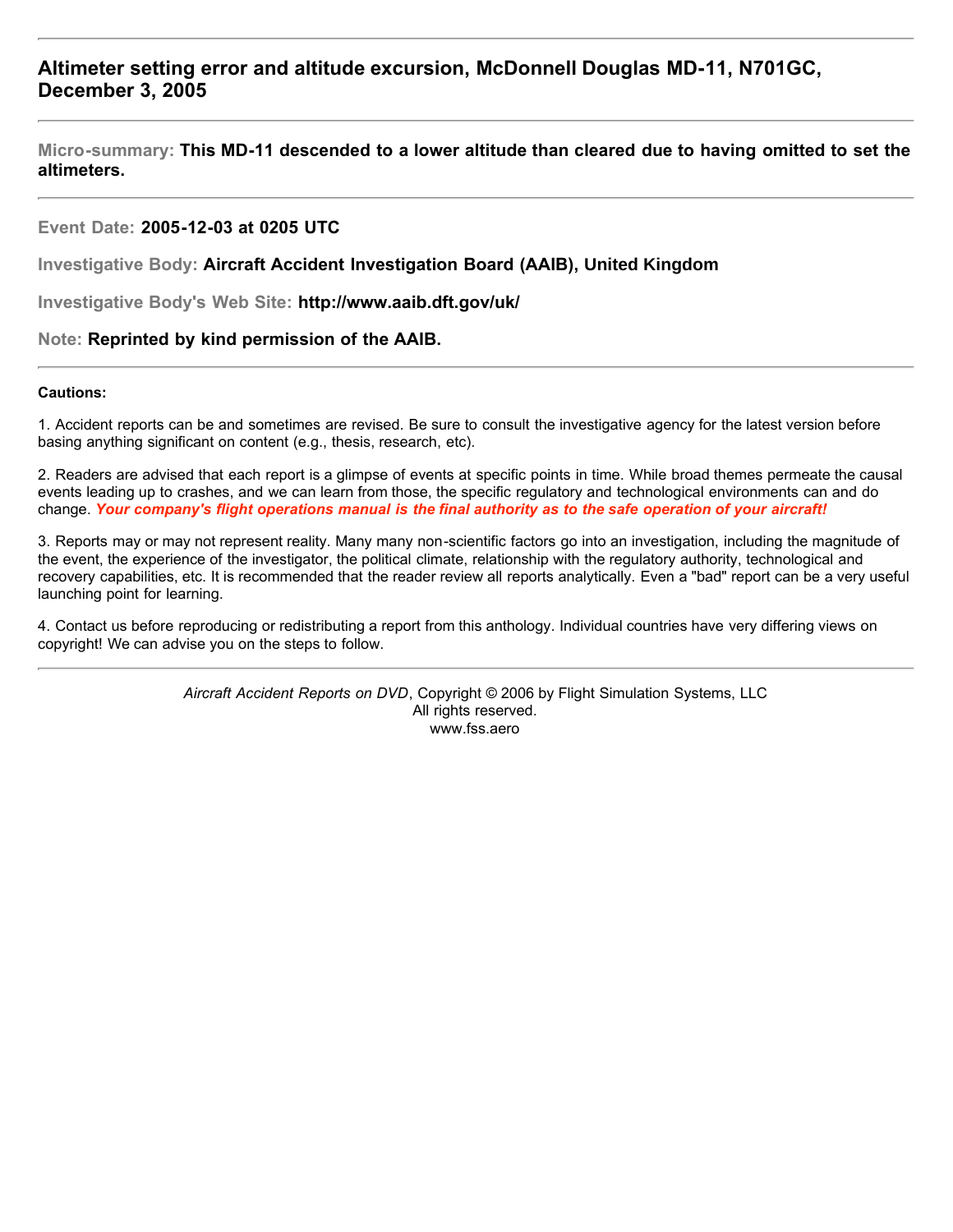# Altimeter setting error and altitude excursion, McDonnell Douglas MD-11, N701GC, December 3, 2005

---

**Micro-summary:** **This MD-11 descended to a lower altitude than cleared due to having omitted to set the altimeters.**

---

**Event Date:** **2005-12-03 at 0205 UTC**

**Investigative Body:** **Aircraft Accident Investigation Board (AAIB), United Kingdom**

**Investigative Body's Web Site:** **http://www.aaib.dft.gov/uk/**

**Note:** **Reprinted by kind permission of the AAIB.**

---

**Cautions:**

1. Accident reports can be and sometimes are revised. Be sure to consult the investigative agency for the latest version before basing anything significant on content (e.g., thesis, research, etc).

2. Readers are advised that each report is a glimpse of events at specific points in time. While broad themes permeate the causal events leading up to crashes, and we can learn from those, the specific regulatory and technological environments can and do change. ***Your company's flight operations manual is the final authority as to the safe operation of your aircraft!***

3. Reports may or may not represent reality. Many many non-scientific factors go into an investigation, including the magnitude of the event, the experience of the investigator, the political climate, relationship with the regulatory authority, technological and recovery capabilities, etc. It is recommended that the reader review all reports analytically. Even a "bad" report can be a very useful launching point for learning.

4. Contact us before reproducing or redistributing a report from this anthology. Individual countries have very differing views on copyright! We can advise you on the steps to follow.

---

*Aircraft Accident Reports on DVD*, Copyright © 2006 by Flight Simulation Systems, LLC
All rights reserved.
www.fss.aero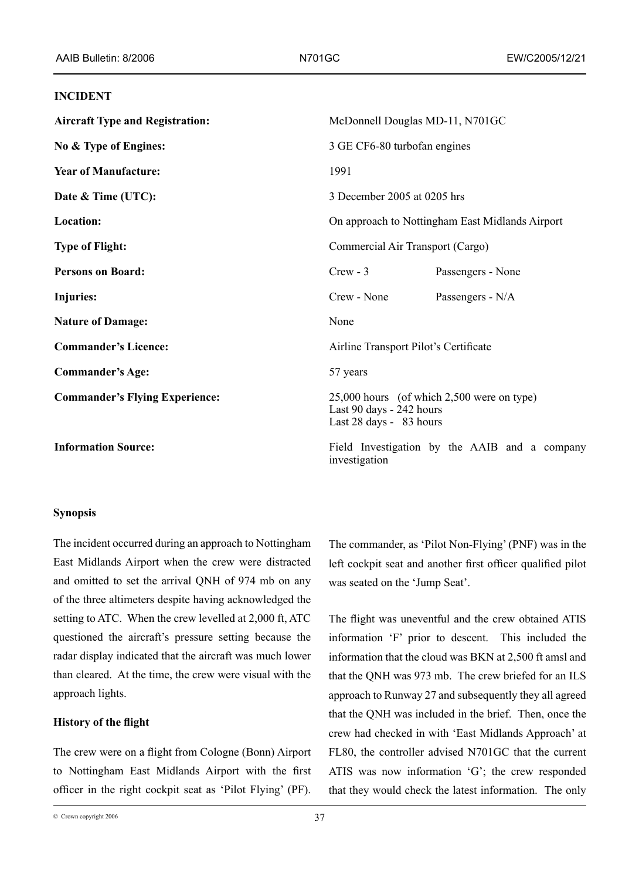**INCIDENT**

| | |
|---|---|
| **Aircraft Type and Registration:** | McDonnell Douglas MD-11, N701GC |
| **No & Type of Engines:** | 3 GE CF6-80 turbofan engines |
| **Year of Manufacture:** | 1991 |
| **Date & Time (UTC):** | 3 December 2005 at 0205 hrs |
| **Location:** | On approach to Nottingham East Midlands Airport |
| **Type of Flight:** | Commercial Air Transport (Cargo) |
| **Persons on Board:** | Crew - 3 Passengers - None |
| **Injuries:** | Crew - None Passengers - N/A |
| **Nature of Damage:** | None |
| **Commander's Licence:** | Airline Transport Pilot's Certificate |
| **Commander's Age:** | 57 years |
| **Commander's Flying Experience:** | 25,000 hours (of which 2,500 were on type)<br>Last 90 days - 242 hours<br>Last 28 days - 83 hours |
| **Information Source:** | Field Investigation by the AAIB and a company investigation |

**Synopsis**

The incident occurred during an approach to Nottingham East Midlands Airport when the crew were distracted and omitted to set the arrival QNH of 974 mb on any of the three altimeters despite having acknowledged the setting to ATC. When the crew levelled at 2,000 ft, ATC questioned the aircraft's pressure setting because the radar display indicated that the aircraft was much lower than cleared. At the time, the crew were visual with the approach lights.

**History of the flight**

The crew were on a flight from Cologne (Bonn) Airport to Nottingham East Midlands Airport with the first officer in the right cockpit seat as 'Pilot Flying' (PF). The commander, as 'Pilot Non-Flying' (PNF) was in the left cockpit seat and another first officer qualified pilot was seated on the 'Jump Seat'.

The flight was uneventful and the crew obtained ATIS information 'F' prior to descent. This included the information that the cloud was BKN at 2,500 ft amsl and that the QNH was 973 mb. The crew briefed for an ILS approach to Runway 27 and subsequently they all agreed that the QNH was included in the brief. Then, once the crew had checked in with 'East Midlands Approach' at FL80, the controller advised N701GC that the current ATIS was now information 'G'; the crew responded that they would check the latest information. The only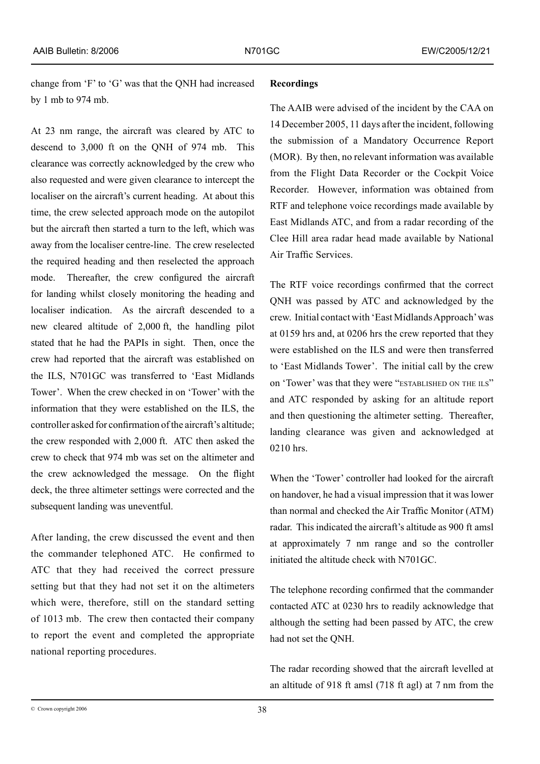change from 'F' to 'G' was that the QNH had increased by 1 mb to 974 mb.

At 23 nm range, the aircraft was cleared by ATC to descend to 3,000 ft on the QNH of 974 mb. This clearance was correctly acknowledged by the crew who also requested and were given clearance to intercept the localiser on the aircraft's current heading. At about this time, the crew selected approach mode on the autopilot but the aircraft then started a turn to the left, which was away from the localiser centre-line. The crew reselected the required heading and then reselected the approach mode. Thereafter, the crew configured the aircraft for landing whilst closely monitoring the heading and localiser indication. As the aircraft descended to a new cleared altitude of 2,000 ft, the handling pilot stated that he had the PAPIs in sight. Then, once the crew had reported that the aircraft was established on the ILS, N701GC was transferred to 'East Midlands Tower'. When the crew checked in on 'Tower' with the information that they were established on the ILS, the controller asked for confirmation of the aircraft's altitude; the crew responded with 2,000 ft. ATC then asked the crew to check that 974 mb was set on the altimeter and the crew acknowledged the message. On the flight deck, the three altimeter settings were corrected and the subsequent landing was uneventful.

After landing, the crew discussed the event and then the commander telephoned ATC. He confirmed to ATC that they had received the correct pressure setting but that they had not set it on the altimeters which were, therefore, still on the standard setting of 1013 mb. The crew then contacted their company to report the event and completed the appropriate national reporting procedures.

**Recordings**

The AAIB were advised of the incident by the CAA on 14 December 2005, 11 days after the incident, following the submission of a Mandatory Occurrence Report (MOR). By then, no relevant information was available from the Flight Data Recorder or the Cockpit Voice Recorder. However, information was obtained from RTF and telephone voice recordings made available by East Midlands ATC, and from a radar recording of the Clee Hill area radar head made available by National Air Traffic Services.

The RTF voice recordings confirmed that the correct QNH was passed by ATC and acknowledged by the crew. Initial contact with 'East Midlands Approach' was at 0159 hrs and, at 0206 hrs the crew reported that they were established on the ILS and were then transferred to 'East Midlands Tower'. The initial call by the crew on 'Tower' was that they were "ESTABLISHED ON THE ILS" and ATC responded by asking for an altitude report and then questioning the altimeter setting. Thereafter, landing clearance was given and acknowledged at 0210 hrs.

When the 'Tower' controller had looked for the aircraft on handover, he had a visual impression that it was lower than normal and checked the Air Traffic Monitor (ATM) radar. This indicated the aircraft's altitude as 900 ft amsl at approximately 7 nm range and so the controller initiated the altitude check with N701GC.

The telephone recording confirmed that the commander contacted ATC at 0230 hrs to readily acknowledge that although the setting had been passed by ATC, the crew had not set the QNH.

The radar recording showed that the aircraft levelled at an altitude of 918 ft amsl (718 ft agl) at 7 nm from the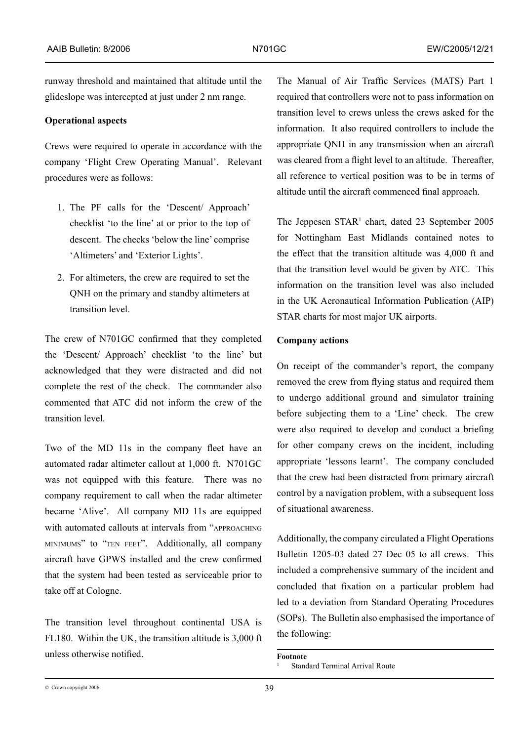runway threshold and maintained that altitude until the glideslope was intercepted at just under 2 nm range.

**Operational aspects**

Crews were required to operate in accordance with the company 'Flight Crew Operating Manual'. Relevant procedures were as follows:

1. The PF calls for the 'Descent/ Approach' checklist 'to the line' at or prior to the top of descent. The checks 'below the line' comprise 'Altimeters' and 'Exterior Lights'.
2. For altimeters, the crew are required to set the QNH on the primary and standby altimeters at transition level.

The crew of N701GC confirmed that they completed the 'Descent/ Approach' checklist 'to the line' but acknowledged that they were distracted and did not complete the rest of the check. The commander also commented that ATC did not inform the crew of the transition level.

Two of the MD 11s in the company fleet have an automated radar altimeter callout at 1,000 ft. N701GC was not equipped with this feature. There was no company requirement to call when the radar altimeter became 'Alive'. All company MD 11s are equipped with automated callouts at intervals from "APPROACHING MINIMUMS" to "TEN FEET". Additionally, all company aircraft have GPWS installed and the crew confirmed that the system had been tested as serviceable prior to take off at Cologne.

The transition level throughout continental USA is FL180. Within the UK, the transition altitude is 3,000 ft unless otherwise notified.

The Manual of Air Traffic Services (MATS) Part 1 required that controllers were not to pass information on transition level to crews unless the crews asked for the information. It also required controllers to include the appropriate QNH in any transmission when an aircraft was cleared from a flight level to an altitude. Thereafter, all reference to vertical position was to be in terms of altitude until the aircraft commenced final approach.

The Jeppesen STAR[1] chart, dated 23 September 2005 for Nottingham East Midlands contained notes to the effect that the transition altitude was 4,000 ft and that the transition level would be given by ATC. This information on the transition level was also included in the UK Aeronautical Information Publication (AIP) STAR charts for most major UK airports.

**Company actions**

On receipt of the commander's report, the company removed the crew from flying status and required them to undergo additional ground and simulator training before subjecting them to a 'Line' check. The crew were also required to develop and conduct a briefing for other company crews on the incident, including appropriate 'lessons learnt'. The company concluded that the crew had been distracted from primary aircraft control by a navigation problem, with a subsequent loss of situational awareness.

Additionally, the company circulated a Flight Operations Bulletin 1205-03 dated 27 Dec 05 to all crews. This included a comprehensive summary of the incident and concluded that fixation on a particular problem had led to a deviation from Standard Operating Procedures (SOPs). The Bulletin also emphasised the importance of the following:

**Footnote**

[1] Standard Terminal Arrival Route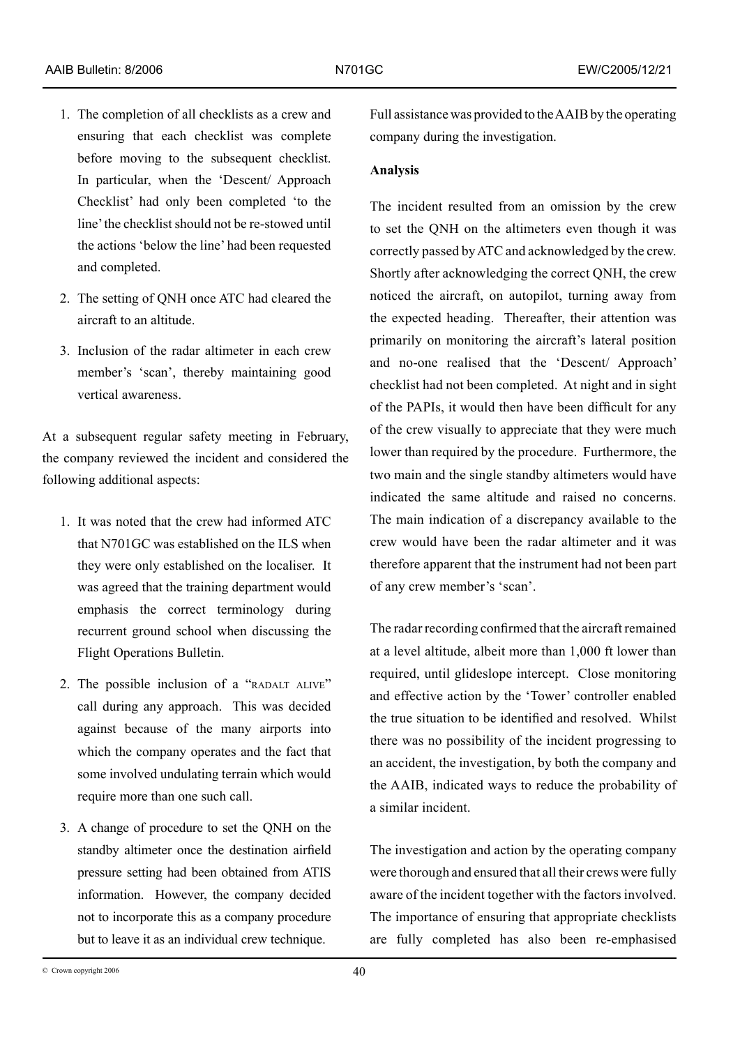1. The completion of all checklists as a crew and ensuring that each checklist was complete before moving to the subsequent checklist. In particular, when the 'Descent/ Approach Checklist' had only been completed 'to the line' the checklist should not be re-stowed until the actions 'below the line' had been requested and completed.
2. The setting of QNH once ATC had cleared the aircraft to an altitude.
3. Inclusion of the radar altimeter in each crew member's 'scan', thereby maintaining good vertical awareness.

At a subsequent regular safety meeting in February, the company reviewed the incident and considered the following additional aspects:

1. It was noted that the crew had informed ATC that N701GC was established on the ILS when they were only established on the localiser. It was agreed that the training department would emphasis the correct terminology during recurrent ground school when discussing the Flight Operations Bulletin.
2. The possible inclusion of a "RADALT ALIVE" call during any approach. This was decided against because of the many airports into which the company operates and the fact that some involved undulating terrain which would require more than one such call.
3. A change of procedure to set the QNH on the standby altimeter once the destination airfield pressure setting had been obtained from ATIS information. However, the company decided not to incorporate this as a company procedure but to leave it as an individual crew technique.

Full assistance was provided to the AAIB by the operating company during the investigation.

**Analysis**

The incident resulted from an omission by the crew to set the QNH on the altimeters even though it was correctly passed by ATC and acknowledged by the crew. Shortly after acknowledging the correct QNH, the crew noticed the aircraft, on autopilot, turning away from the expected heading. Thereafter, their attention was primarily on monitoring the aircraft's lateral position and no-one realised that the 'Descent/ Approach' checklist had not been completed. At night and in sight of the PAPIs, it would then have been difficult for any of the crew visually to appreciate that they were much lower than required by the procedure. Furthermore, the two main and the single standby altimeters would have indicated the same altitude and raised no concerns. The main indication of a discrepancy available to the crew would have been the radar altimeter and it was therefore apparent that the instrument had not been part of any crew member's 'scan'.

The radar recording confirmed that the aircraft remained at a level altitude, albeit more than 1,000 ft lower than required, until glideslope intercept. Close monitoring and effective action by the 'Tower' controller enabled the true situation to be identified and resolved. Whilst there was no possibility of the incident progressing to an accident, the investigation, by both the company and the AAIB, indicated ways to reduce the probability of a similar incident.

The investigation and action by the operating company were thorough and ensured that all their crews were fully aware of the incident together with the factors involved. The importance of ensuring that appropriate checklists are fully completed has also been re-emphasised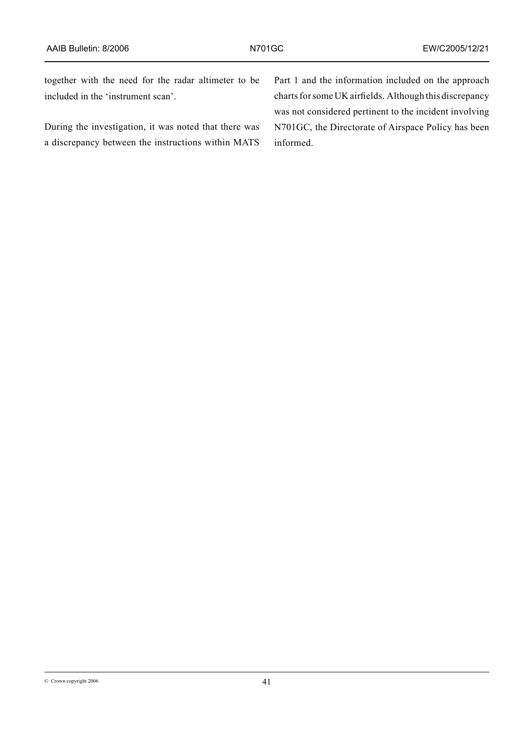together with the need for the radar altimeter to be included in the 'instrument scan'.

During the investigation, it was noted that there was a discrepancy between the instructions within MATS Part 1 and the information included on the approach charts for some UK airfields. Although this discrepancy was not considered pertinent to the incident involving N701GC, the Directorate of Airspace Policy has been informed.